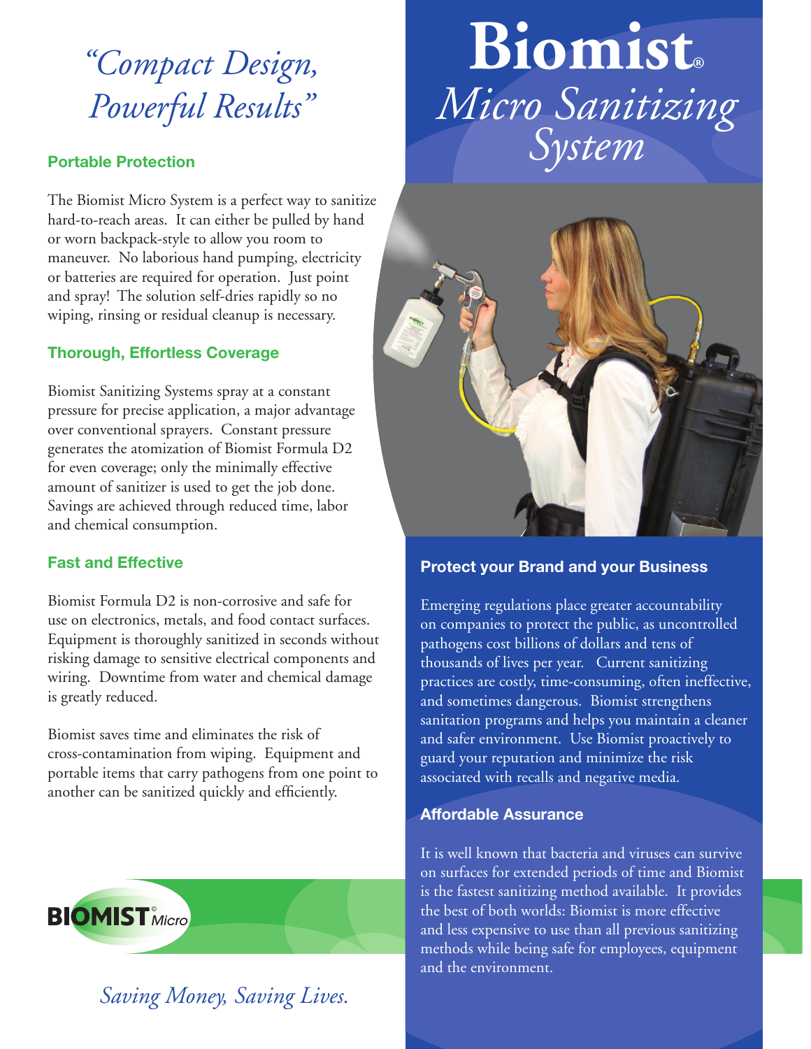# Biomist®

## *Micro Sanitizing System*

*"Compact Design, Powerful Results"*

### Portable Protection

The Biomist Micro System is a perfect way to sanitize hard-to-reach areas. It can either be pulled by hand or worn backpack-style to allow you room to maneuver. No laborious hand pumping, electricity or batteries are required for operation. Just point and spray! The solution self-dries rapidly so no wiping, rinsing or residual cleanup is necessary.

### Thorough, Effortless Coverage

Biomist Sanitizing Systems spray at a constant pressure for precise application, a major advantage over conventional sprayers. Constant pressure generates the atomization of Biomist Formula D2 for even coverage; only the minimally effective amount of sanitizer is used to get the job done. Savings are achieved through reduced time, labor and chemical consumption.

### Fast and Effective

Biomist Formula D2 is non-corrosive and safe for use on electronics, metals, and food contact surfaces. Equipment is thoroughly sanitized in seconds without risking damage to sensitive electrical components and wiring. Downtime from water and chemical damage is greatly reduced.

Biomist saves time and eliminates the risk of cross-contamination from wiping. Equipment and portable items that carry pathogens from one point to another can be sanitized quickly and efficiently.

### Protect your Brand and your Business

Emerging regulations place greater accountability on companies to protect the public, as uncontrolled pathogens cost billions of dollars and tens of thousands of lives per year. Current sanitizing practices are costly, time-consuming, often ineffective, and sometimes dangerous. Biomist strengthens sanitation programs and helps you maintain a cleaner and safer environment. Use Biomist proactively to guard your reputation and minimize the risk associated with recalls and negative media.

### Affordable Assurance

It is well known that bacteria and viruses can survive on surfaces for extended periods of time and Biomist is the fastest sanitizing method available. It provides the best of both worlds: Biomist is more effective and less expensive to use than all previous sanitizing methods while being safe for employees, equipment and the environment.

BIOMIST® Micro

*Saving Money, Saving Lives.*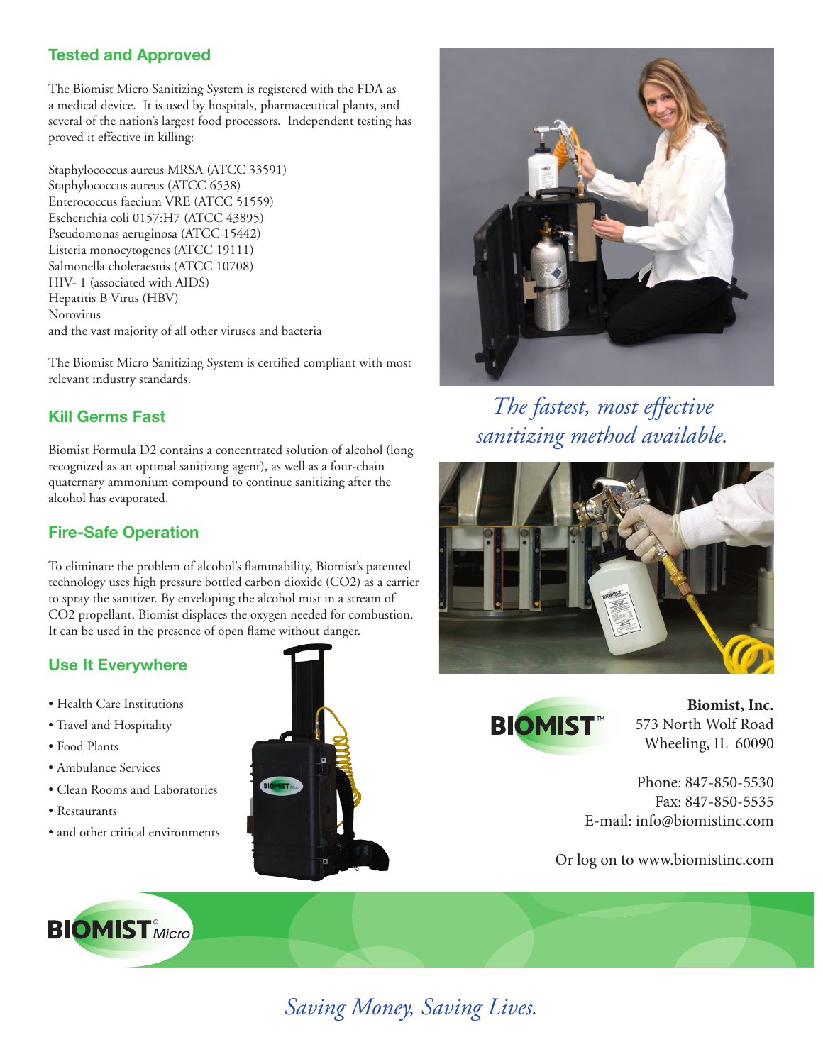## Tested and Approved

The Biomist Micro Sanitizing System is registered with the FDA as a medical device. It is used by hospitals, pharmaceutical plants, and several of the nation's largest food processors. Independent testing has proved it effective in killing:

Staphylococcus aureus MRSA (ATCC 33591)
Staphylococcus aureus (ATCC 6538)
Enterococcus faecium VRE (ATCC 51559)
Escherichia coli 0157:H7 (ATCC 43895)
Pseudomonas aeruginosa (ATCC 15442)
Listeria monocytogenes (ATCC 19111)
Salmonella choleraesuis (ATCC 10708)
HIV- 1 (associated with AIDS)
Hepatitis B Virus (HBV)
Norovirus
and the vast majority of all other viruses and bacteria

The Biomist Micro Sanitizing System is certified compliant with most relevant industry standards.

## Kill Germs Fast

Biomist Formula D2 contains a concentrated solution of alcohol (long recognized as an optimal sanitizing agent), as well as a four-chain quaternary ammonium compound to continue sanitizing after the alcohol has evaporated.

## Fire-Safe Operation

To eliminate the problem of alcohol's flammability, Biomist's patented technology uses high pressure bottled carbon dioxide ($CO_2$) as a carrier to spray the sanitizer. By enveloping the alcohol mist in a stream of $CO_2$ propellant, Biomist displaces the oxygen needed for combustion. It can be used in the presence of open flame without danger.

## Use It Everywhere

- Health Care Institutions
- Travel and Hospitality
- Food Plants
- Ambulance Services
- Clean Rooms and Laboratories
- Restaurants
- and other critical environments

*The fastest, most effective sanitizing method available.*

BIOMIST™

**Biomist, Inc.**
573 North Wolf Road
Wheeling, IL 60090

Phone: 847-850-5530
Fax: 847-850-5535
E-mail: info@biomistinc.com

Or log on to www.biomistinc.com

BIOMIST® Micro

*Saving Money, Saving Lives.*